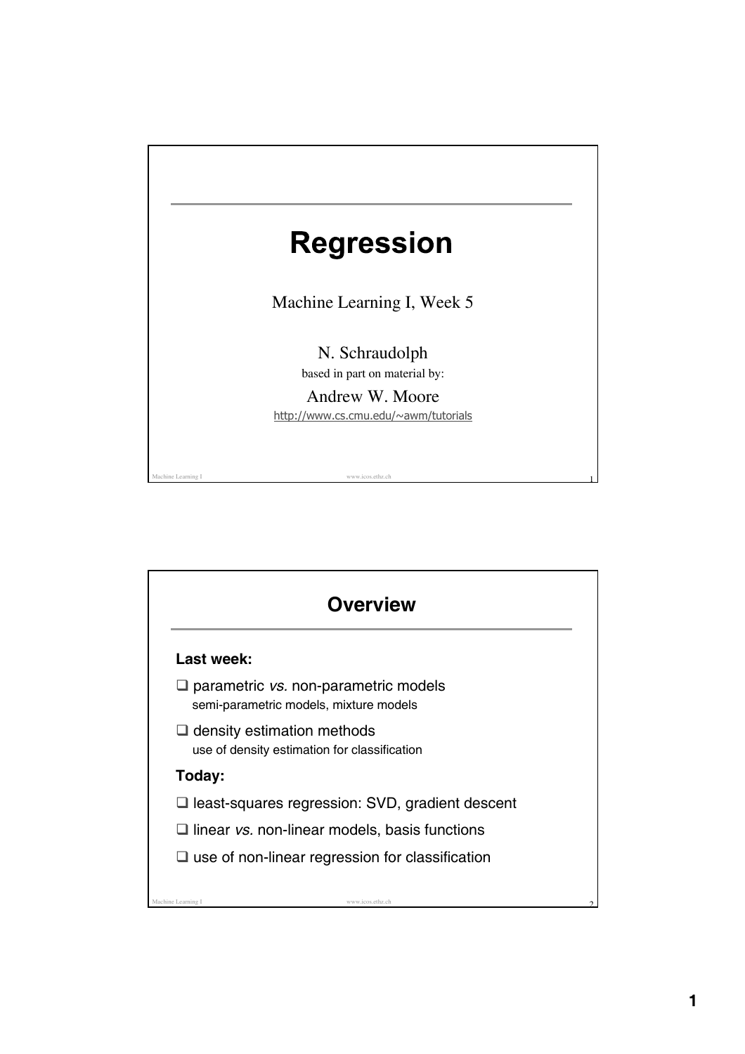# Regression

Machine Learning I, Week 5

N. Schraudolph
based in part on material by:
Andrew W. Moore
http://www.cs.cmu.edu/~awm/tutorials

## Overview

**Last week:**

- ❑ parametric *vs.* non-parametric models
  semi-parametric models, mixture models
- ❑ density estimation methods
  use of density estimation for classification

**Today:**

- ❑ least-squares regression: SVD, gradient descent
- ❑ linear *vs.* non-linear models, basis functions
- ❑ use of non-linear regression for classification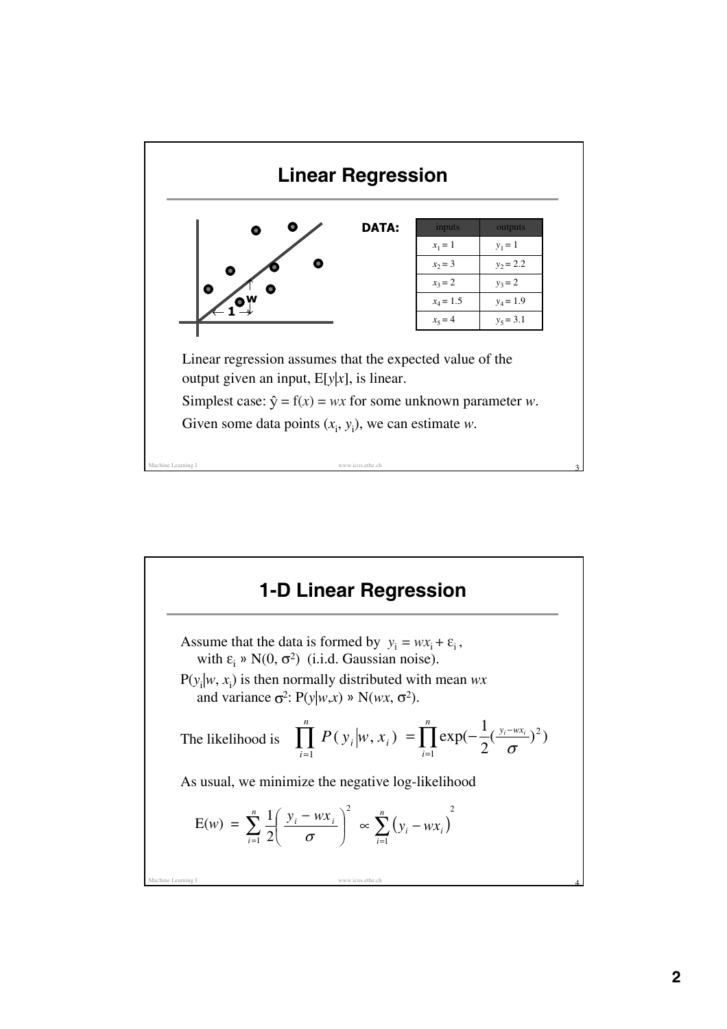# Linear Regression

**DATA:**

| inputs | outputs |
|---|---|
| $x_1 = 1$ | $y_1 = 1$ |
| $x_2 = 3$ | $y_2 = 2.2$ |
| $x_3 = 2$ | $y_3 = 2$ |
| $x_4 = 1.5$ | $y_4 = 1.9$ |
| $x_5 = 4$ | $y_5 = 3.1$ |

Linear regression assumes that the expected value of the output given an input, $E[y|x]$, is linear.

Simplest case: $\hat{y} = f(x) = wx$ for some unknown parameter $w$.

Given some data points $(x_i, y_i)$, we can estimate $w$.

# 1-D Linear Regression

Assume that the data is formed by $y_i = wx_i + \varepsilon_i$, with $\varepsilon_i \sim N(0, \sigma^2)$ (i.i.d. Gaussian noise).

$P(y_i|w, x_i)$ is then normally distributed with mean $wx$ and variance $\sigma^2$: $P(y|w,x) \sim N(wx, \sigma^2)$.

The likelihood is
$$\prod_{i=1}^{n} P(y_i|w, x_i) = \prod_{i=1}^{n} \exp\left(-\frac{1}{2}\left(\frac{y_i - wx_i}{\sigma}\right)^2\right)$$

As usual, we minimize the negative log-likelihood

$$E(w) = \sum_{i=1}^{n} \frac{1}{2}\left(\frac{y_i - wx_i}{\sigma}\right)^2 \propto \sum_{i=1}^{n} \left(y_i - wx_i\right)^2$$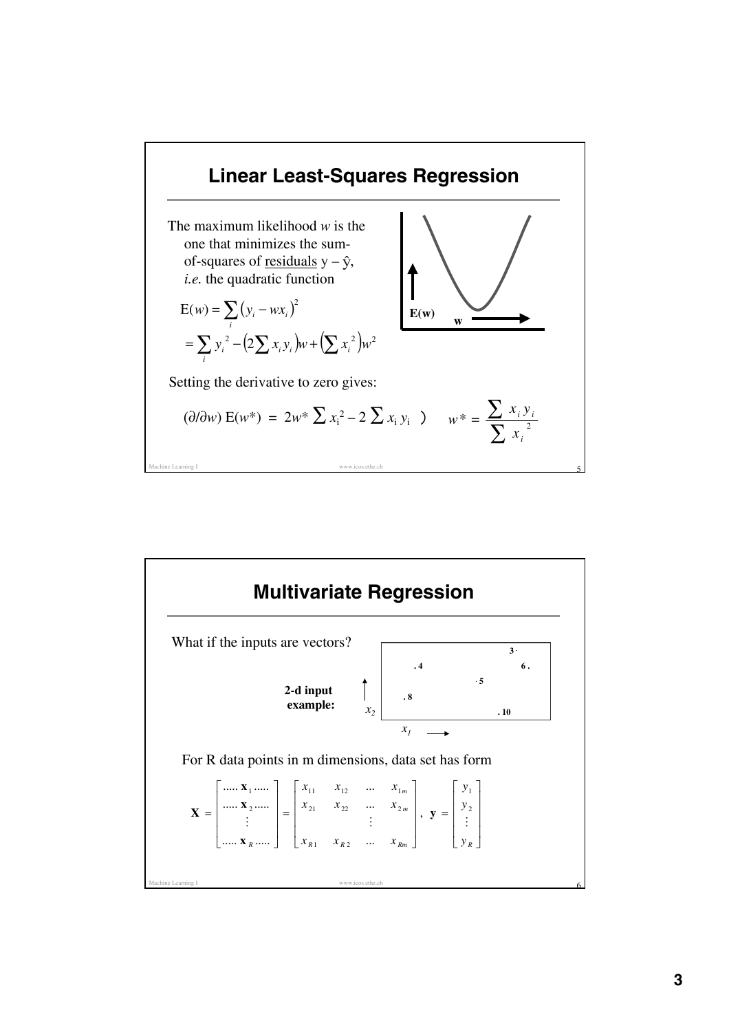## Linear Least-Squares Regression

The maximum likelihood $w$ is the one that minimizes the sum-of-squares of residuals $y - \hat{y}$, *i.e.* the quadratic function

$$E(w) = \sum_i \left(y_i - wx_i\right)^2$$

$$= \sum_i y_i^2 - \left(2\sum x_i y_i\right)w + \left(\sum x_i^2\right)w^2$$

E(w)

w

Setting the derivative to zero gives:

$$(\partial/\partial w)\, E(w^*) = 2w^* \sum x_i^2 - 2 \sum x_i y_i \quad ) \qquad w^* = \frac{\sum x_i y_i}{\sum x_i^2}$$

Machine Learning I www.icos.ethz.ch

## Multivariate Regression

What if the inputs are vectors?

2-d input example:

| | | |
|---|---|---|
| | | 3 · |
| . 4 | | 6 . |
| | · 5 | |
| . 8 | | |
| | . 10 | |

$x_2$ $x_1$

For R data points in m dimensions, data set has form

$$\mathbf{X} = \begin{bmatrix} \ldots\ldots \mathbf{x}_1 \ldots\ldots \\ \ldots\ldots \mathbf{x}_2 \ldots\ldots \\ \vdots \\ \ldots\ldots \mathbf{x}_R \ldots\ldots \end{bmatrix} = \begin{bmatrix} x_{11} & x_{12} & \ldots & x_{1m} \\ x_{21} & x_{22} & \ldots & x_{2m} \\ & & \vdots & \\ x_{R1} & x_{R2} & \ldots & x_{Rm} \end{bmatrix}, \quad \mathbf{y} = \begin{bmatrix} y_1 \\ y_2 \\ \vdots \\ y_R \end{bmatrix}$$

Machine Learning I www.icos.ethz.ch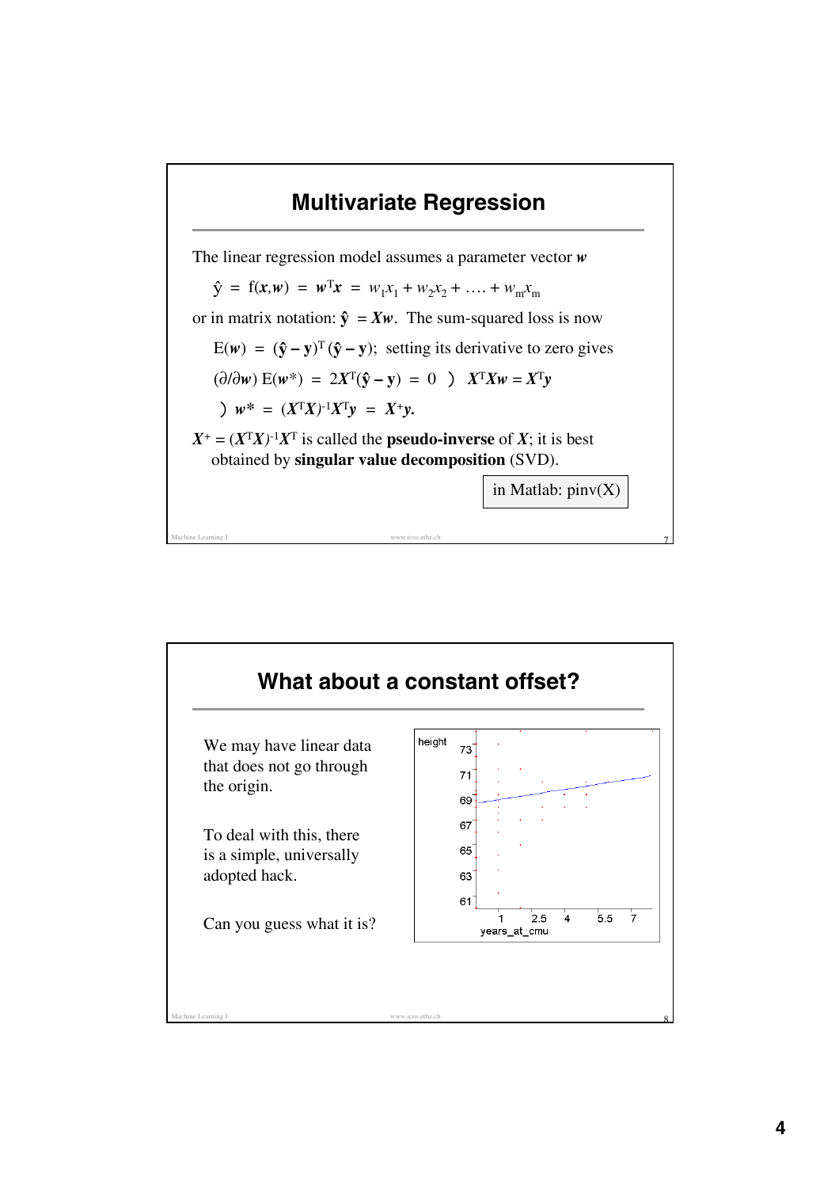## Multivariate Regression

The linear regression model assumes a parameter vector $\boldsymbol{w}$

$$\hat{y} = f(\boldsymbol{x},\boldsymbol{w}) = \boldsymbol{w}^T\boldsymbol{x} = w_1 x_1 + w_2 x_2 + \ldots + w_m x_m$$

or in matrix notation: $\hat{\mathbf{y}} = \boldsymbol{X}\boldsymbol{w}$. The sum-squared loss is now

$$E(\boldsymbol{w}) = (\hat{\mathbf{y}} - \mathbf{y})^T (\hat{\mathbf{y}} - \mathbf{y});$$ setting its derivative to zero gives

$$(\partial/\partial \boldsymbol{w})\, E(\boldsymbol{w}^*) = 2\boldsymbol{X}^T(\hat{\mathbf{y}} - \mathbf{y}) = 0 \;\Rightarrow\; \boldsymbol{X}^T\boldsymbol{X}\boldsymbol{w} = \boldsymbol{X}^T\boldsymbol{y}$$

$$\Rightarrow\; \boldsymbol{w}^* = (\boldsymbol{X}^T\boldsymbol{X})^{-1}\boldsymbol{X}^T\boldsymbol{y} = \boldsymbol{X}^+\boldsymbol{y}.$$

$\boldsymbol{X}^+ = (\boldsymbol{X}^T\boldsymbol{X})^{-1}\boldsymbol{X}^T$ is called the **pseudo-inverse** of $\boldsymbol{X}$; it is best obtained by **singular value decomposition** (SVD).

in Matlab: pinv(X)

## What about a constant offset?

We may have linear data that does not go through the origin.

To deal with this, there is a simple, universally adopted hack.

Can you guess what it is?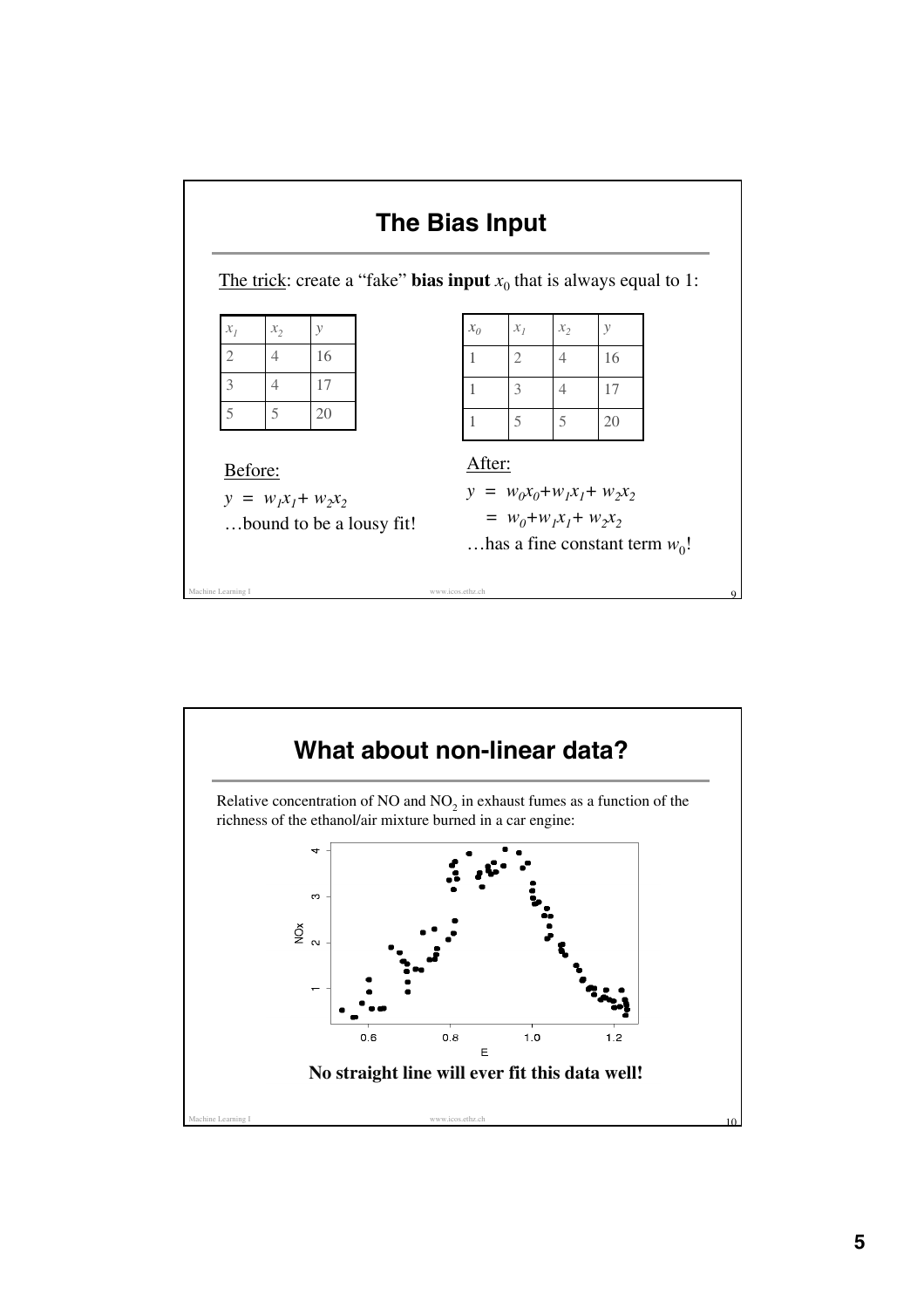## The Bias Input

The trick: create a "fake" **bias input** $x_0$ that is always equal to 1:

| $x_1$ | $x_2$ | $y$ |
|---|---|---|
| 2 | 4 | 16 |
| 3 | 4 | 17 |
| 5 | 5 | 20 |

| $x_0$ | $x_1$ | $x_2$ | $y$ |
|---|---|---|---|
| 1 | 2 | 4 | 16 |
| 1 | 3 | 4 | 17 |
| 1 | 5 | 5 | 20 |

Before:

$y = w_1 x_1 + w_2 x_2$

…bound to be a lousy fit!

After:

$y = w_0 x_0 + w_1 x_1 + w_2 x_2$

$= w_0 + w_1 x_1 + w_2 x_2$

…has a fine constant term $w_0$!

## What about non-linear data?

Relative concentration of NO and $NO_2$ in exhaust fumes as a function of the richness of the ethanol/air mixture burned in a car engine:

**No straight line will ever fit this data well!**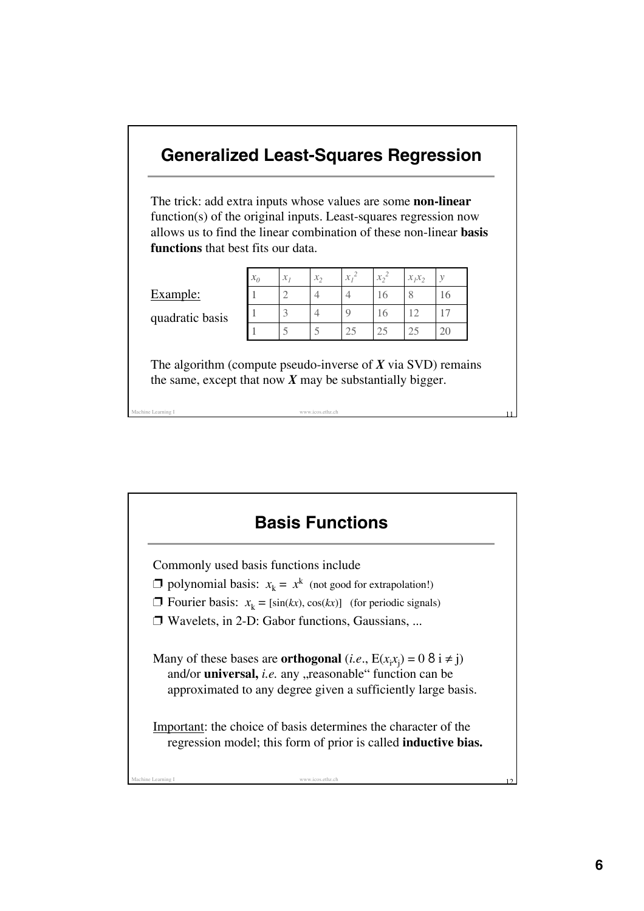## Generalized Least-Squares Regression

The trick: add extra inputs whose values are some **non-linear** function(s) of the original inputs. Least-squares regression now allows us to find the linear combination of these non-linear **basis functions** that best fits our data.

Example:

quadratic basis

| $x_0$ | $x_1$ | $x_2$ | $x_1^2$ | $x_2^2$ | $x_1x_2$ | $y$ |
|---|---|---|---|---|---|---|
| 1 | 2 | 4 | 4 | 16 | 8 | 16 |
| 1 | 3 | 4 | 9 | 16 | 12 | 17 |
| 1 | 5 | 5 | 25 | 25 | 25 | 20 |

The algorithm (compute pseudo-inverse of $\boldsymbol{X}$ via SVD) remains the same, except that now $\boldsymbol{X}$ may be substantially bigger.

## Basis Functions

Commonly used basis functions include

- polynomial basis: $x_k = x^k$ (not good for extrapolation!)
- Fourier basis: $x_k = [\sin(kx), \cos(kx)]$ (for periodic signals)
- Wavelets, in 2-D: Gabor functions, Gaussians, ...

Many of these bases are **orthogonal** (*i.e.*, $E(x_i x_j) = 0 \; \forall \; i \neq j$) and/or **universal,** *i.e.* any „reasonable" function can be approximated to any degree given a sufficiently large basis.

Important: the choice of basis determines the character of the regression model; this form of prior is called **inductive bias.**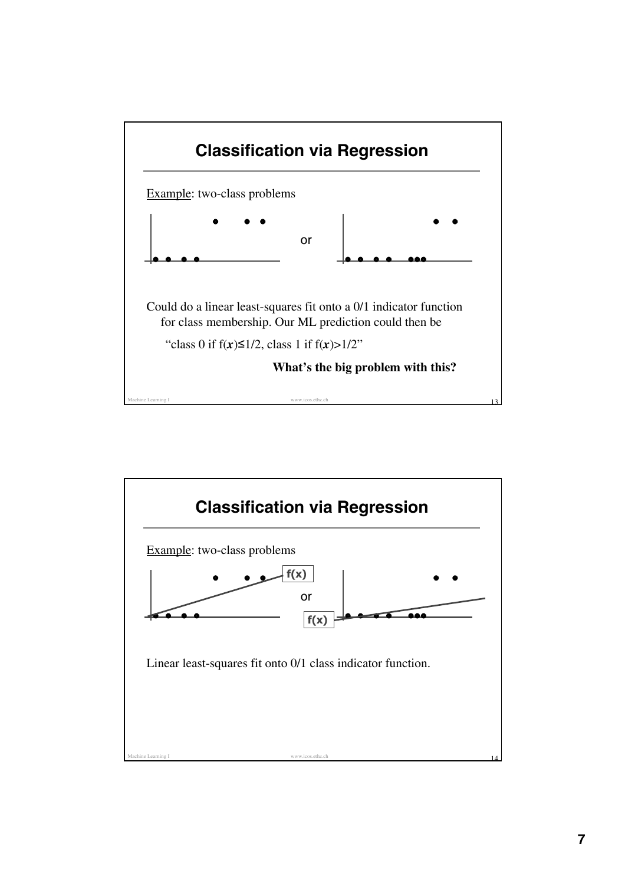# Classification via Regression

Example: two-class problems

or

Could do a linear least-squares fit onto a 0/1 indicator function for class membership. Our ML prediction could then be

"class 0 if $f(\boldsymbol{x}) \leq 1/2$, class 1 if $f(\boldsymbol{x}) > 1/2$"

**What's the big problem with this?**

# Classification via Regression

Example: two-class problems

f(x)

or

f(x)

Linear least-squares fit onto 0/1 class indicator function.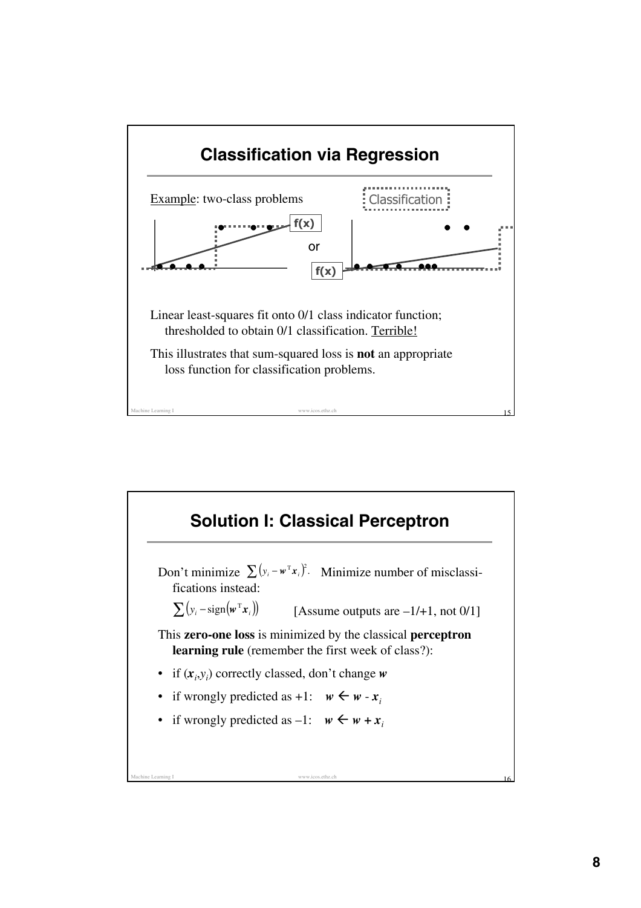## Classification via Regression

Example: two-class problems

Classification

f(x)

or

f(x)

Linear least-squares fit onto 0/1 class indicator function; thresholded to obtain 0/1 classification. Terrible!

This illustrates that sum-squared loss is **not** an appropriate loss function for classification problems.

## Solution I: Classical Perceptron

Don't minimize $\sum(y_i - \boldsymbol{w}^T\boldsymbol{x}_i)^2$. Minimize number of misclassifications instead:

$\sum(y_i - \text{sign}(\boldsymbol{w}^T\boldsymbol{x}_i))$ [Assume outputs are –1/+1, not 0/1]

This **zero-one loss** is minimized by the classical **perceptron learning rule** (remember the first week of class?):

- if $(\boldsymbol{x}_i, y_i)$ correctly classed, don't change $\boldsymbol{w}$
- if wrongly predicted as +1: $\boldsymbol{w} \leftarrow \boldsymbol{w} - \boldsymbol{x}_i$
- if wrongly predicted as –1: $\boldsymbol{w} \leftarrow \boldsymbol{w} + \boldsymbol{x}_i$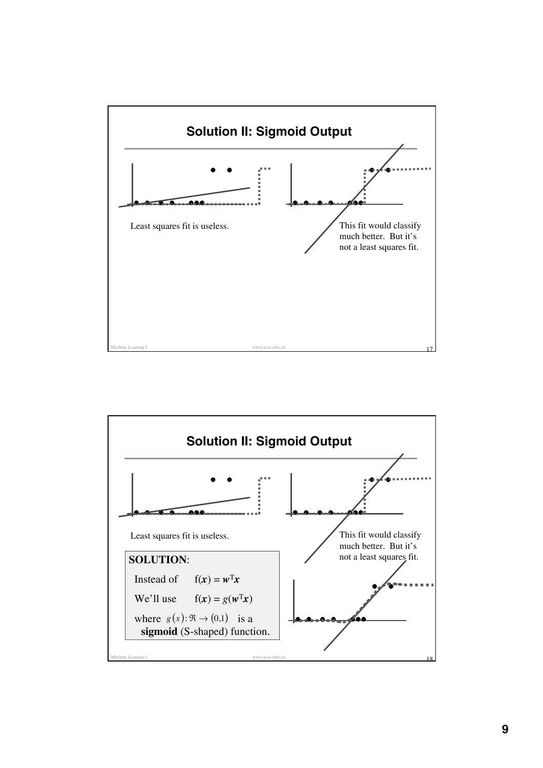## Solution II: Sigmoid Output

Least squares fit is useless.

This fit would classify much better. But it's not a least squares fit.

## Solution II: Sigmoid Output

Least squares fit is useless.

This fit would classify much better. But it's not a least squares fit.

**SOLUTION**:

Instead of $f(\boldsymbol{x}) = \boldsymbol{w}^T\boldsymbol{x}$

We'll use $f(\boldsymbol{x}) = g(\boldsymbol{w}^T\boldsymbol{x})$

where $g(x): \Re \rightarrow (0,1)$ is a **sigmoid** (S-shaped) function.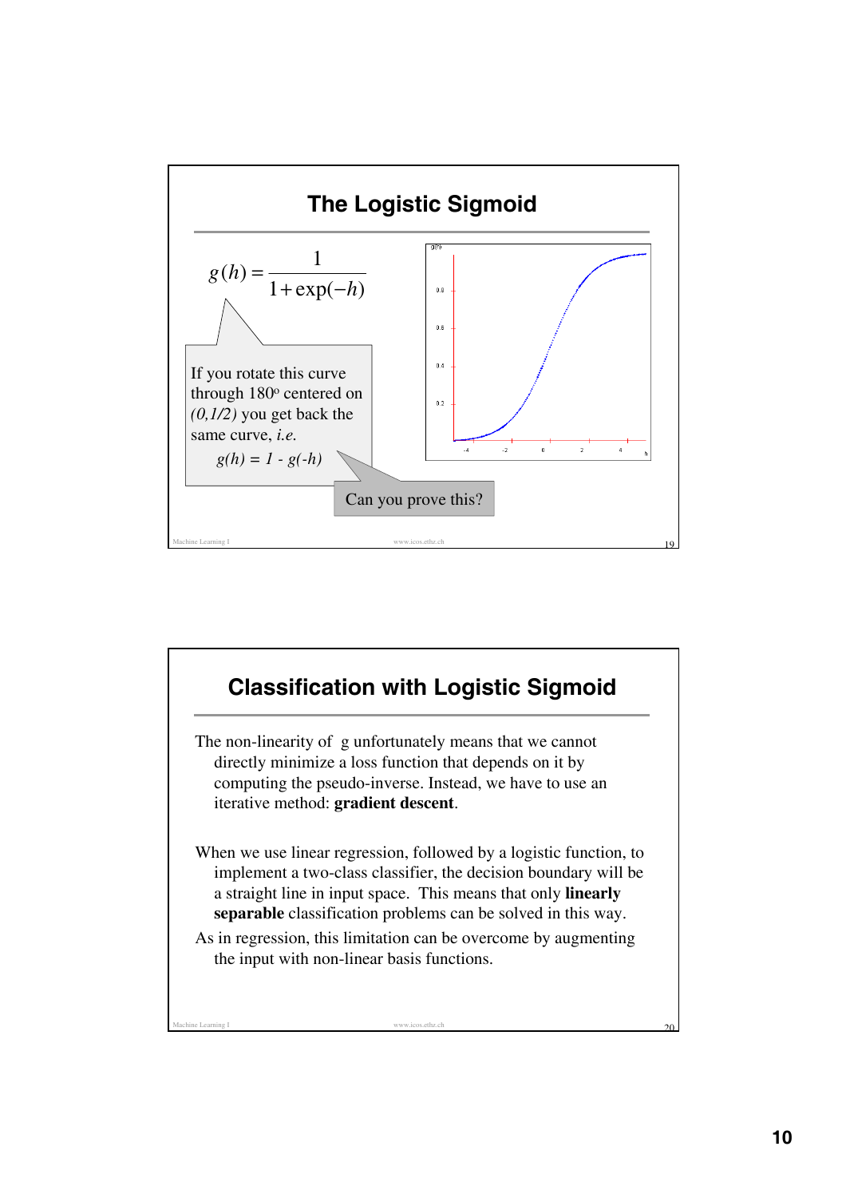## The Logistic Sigmoid

$$g(h) = \frac{1}{1+\exp(-h)}$$

If you rotate this curve through 180° centered on *(0,1/2)* you get back the same curve, *i.e.*

$g(h) = 1 - g(-h)$

Can you prove this?

## Classification with Logistic Sigmoid

The non-linearity of g unfortunately means that we cannot directly minimize a loss function that depends on it by computing the pseudo-inverse. Instead, we have to use an iterative method: **gradient descent**.

When we use linear regression, followed by a logistic function, to implement a two-class classifier, the decision boundary will be a straight line in input space. This means that only **linearly separable** classification problems can be solved in this way.

As in regression, this limitation can be overcome by augmenting the input with non-linear basis functions.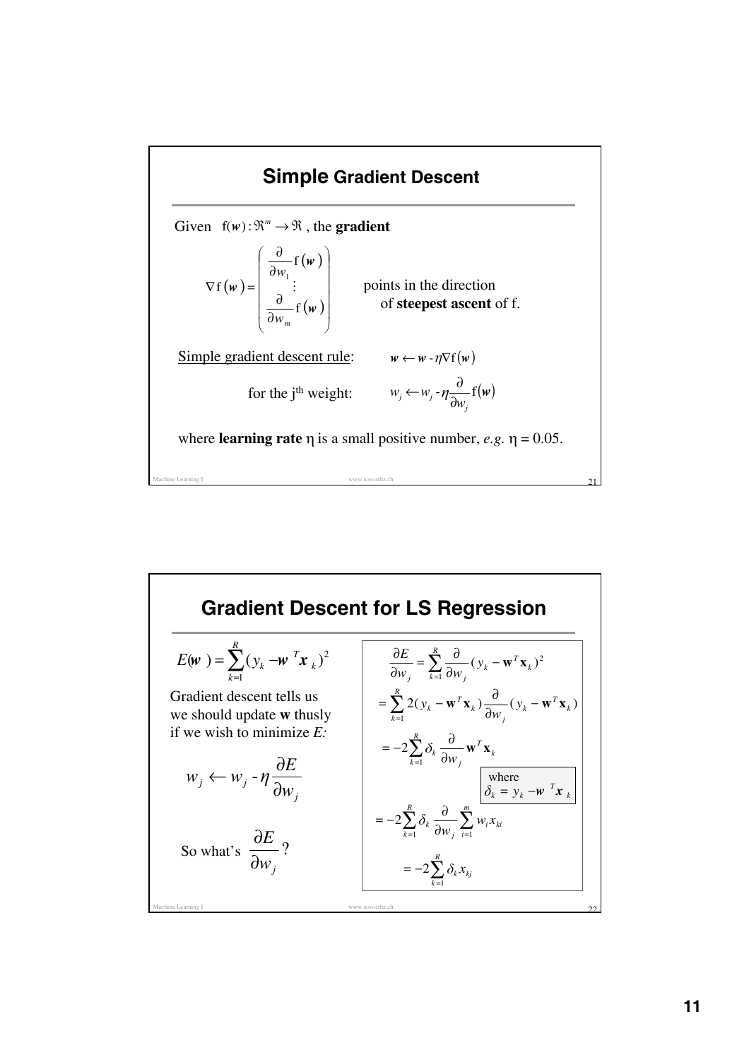## Simple Gradient Descent

Given $f(\boldsymbol{w}) : \Re^m \to \Re$ , the **gradient**

$$\nabla f(\boldsymbol{w}) = \begin{pmatrix} \frac{\partial}{\partial w_1} f(\boldsymbol{w}) \\ \vdots \\ \frac{\partial}{\partial w_m} f(\boldsymbol{w}) \end{pmatrix}$$

points in the direction of **steepest ascent** of f.

Simple gradient descent rule: $\boldsymbol{w} \leftarrow \boldsymbol{w} - \eta \nabla f(\boldsymbol{w})$

for the j[th] weight: $w_j \leftarrow w_j - \eta \frac{\partial}{\partial w_j} f(\boldsymbol{w})$

where **learning rate** $\eta$ is a small positive number, *e.g.* $\eta = 0.05$.

## Gradient Descent for LS Regression

$$E(\boldsymbol{w}) = \sum_{k=1}^{R} (y_k - \boldsymbol{w}^T \boldsymbol{x}_k)^2$$

Gradient descent tells us we should update **w** thusly if we wish to minimize *E:*

$$w_j \leftarrow w_j - \eta \frac{\partial E}{\partial w_j}$$

So what's $\frac{\partial E}{\partial w_j}$?

$$\frac{\partial E}{\partial w_j} = \sum_{k=1}^{R} \frac{\partial}{\partial w_j} (y_k - \mathbf{w}^T \mathbf{x}_k)^2$$

$$= \sum_{k=1}^{R} 2(y_k - \mathbf{w}^T \mathbf{x}_k) \frac{\partial}{\partial w_j} (y_k - \mathbf{w}^T \mathbf{x}_k)$$

$$= -2 \sum_{k=1}^{R} \delta_k \frac{\partial}{\partial w_j} \mathbf{w}^T \mathbf{x}_k$$

where $\delta_k = y_k - \boldsymbol{w}^T \boldsymbol{x}_k$

$$= -2 \sum_{k=1}^{R} \delta_k \frac{\partial}{\partial w_j} \sum_{i=1}^{m} w_i x_{ki}$$

$$= -2 \sum_{k=1}^{R} \delta_k x_{kj}$$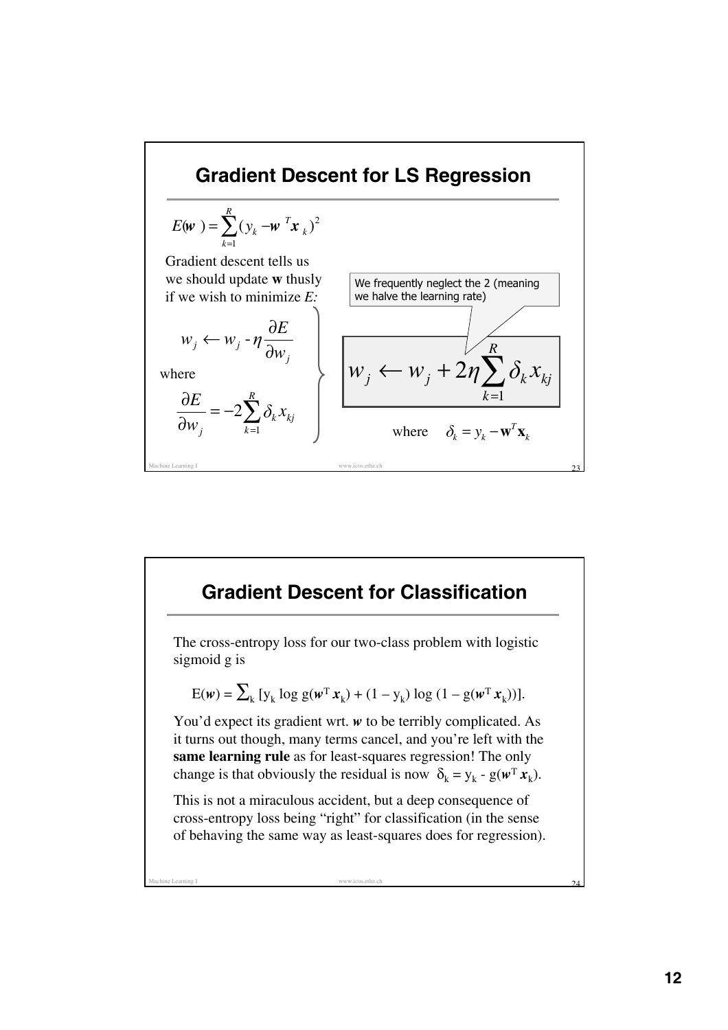## Gradient Descent for LS Regression

$$E(\boldsymbol{w}) = \sum_{k=1}^{R} (y_k - \boldsymbol{w}^T \boldsymbol{x}_k)^2$$

Gradient descent tells us we should update **w** thusly if we wish to minimize *E:*

$$w_j \leftarrow w_j - \eta \frac{\partial E}{\partial w_j}$$

where

$$\frac{\partial E}{\partial w_j} = -2 \sum_{k=1}^{R} \delta_k x_{kj}$$

We frequently neglect the 2 (meaning we halve the learning rate)

$$w_j \leftarrow w_j + 2\eta \sum_{k=1}^{R} \delta_k x_{kj}$$

where $\delta_k = y_k - \mathbf{w}^T \mathbf{x}_k$

Machine Learning I www.icos.ethz.ch

## Gradient Descent for Classification

The cross-entropy loss for our two-class problem with logistic sigmoid g is

$$E(\boldsymbol{w}) = \sum_k [y_k \log g(\boldsymbol{w}^T \boldsymbol{x}_k) + (1 - y_k) \log (1 - g(\boldsymbol{w}^T \boldsymbol{x}_k))].$$

You'd expect its gradient wrt. $\boldsymbol{w}$ to be terribly complicated. As it turns out though, many terms cancel, and you're left with the **same learning rule** as for least-squares regression! The only change is that obviously the residual is now $\delta_k = y_k - g(\boldsymbol{w}^T \boldsymbol{x}_k)$.

This is not a miraculous accident, but a deep consequence of cross-entropy loss being "right" for classification (in the sense of behaving the same way as least-squares does for regression).

Machine Learning I www.icos.ethz.ch